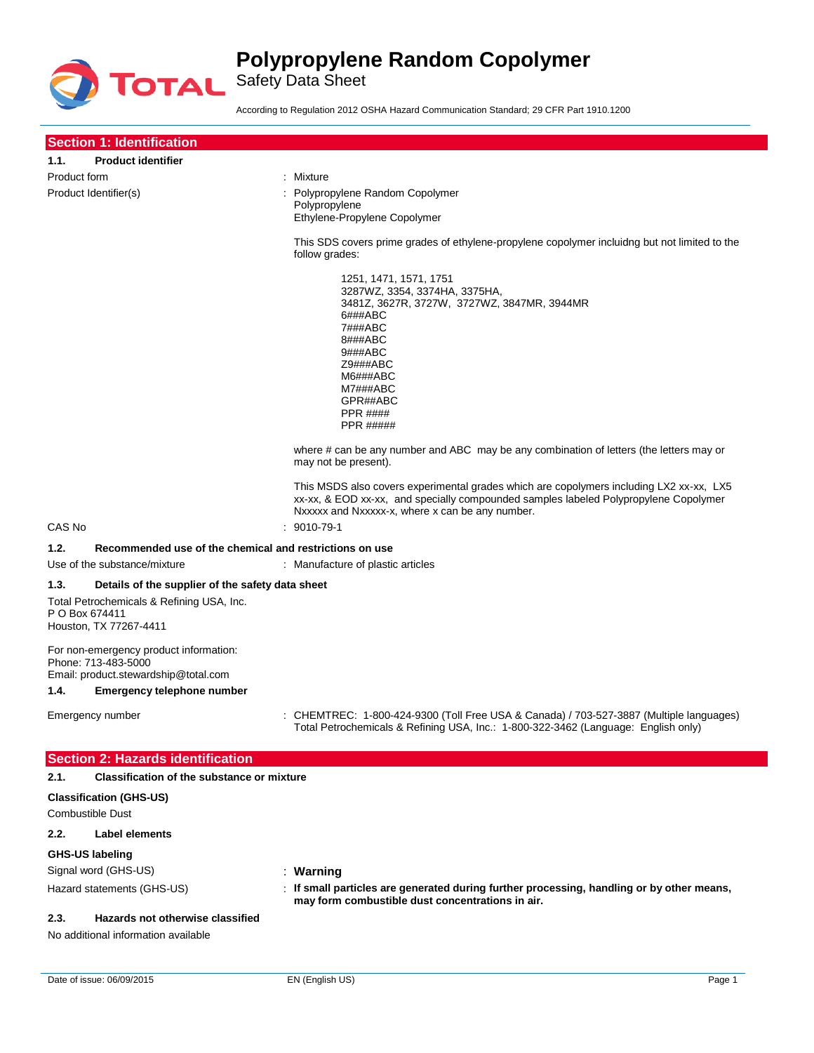# Polypropylene Random Copolymer

Safety Data Sheet

According to Regulation 2012 OSHA Hazard Communication Standard; 29 CFR Part 1910.1200

## Section 1: Identification

### 1.1. Product identifier

Product form : Mixture

Product Identifier(s) : Polypropylene Random Copolymer
Polypropylene
Ethylene-Propylene Copolymer

This SDS covers prime grades of ethylene-propylene copolymer incluidng but not limited to the follow grades:

1251, 1471, 1571, 1751
3287WZ, 3354, 3374HA, 3375HA,
3481Z, 3627R, 3727W, 3727WZ, 3847MR, 3944MR
6###ABC
7###ABC
8###ABC
9###ABC
Z9###ABC
M6###ABC
M7###ABC
GPR##ABC
PPR ####
PPR #####

where # can be any number and ABC may be any combination of letters (the letters may or may not be present).

This MSDS also covers experimental grades which are copolymers including LX2 xx-xx, LX5 xx-xx, & EOD xx-xx, and specially compounded samples labeled Polypropylene Copolymer Nxxxxx and Nxxxxx-x, where x can be any number.

CAS No : 9010-79-1

### 1.2. Recommended use of the chemical and restrictions on use

Use of the substance/mixture : Manufacture of plastic articles

### 1.3. Details of the supplier of the safety data sheet

Total Petrochemicals & Refining USA, Inc.
P O Box 674411
Houston, TX 77267-4411

For non-emergency product information:
Phone: 713-483-5000
Email: product.stewardship@total.com

### 1.4. Emergency telephone number

Emergency number : CHEMTREC: 1-800-424-9300 (Toll Free USA & Canada) / 703-527-3887 (Multiple languages)
Total Petrochemicals & Refining USA, Inc.: 1-800-322-3462 (Language: English only)

## Section 2: Hazards identification

### 2.1. Classification of the substance or mixture

**Classification (GHS-US)**

Combustible Dust

### 2.2. Label elements

**GHS-US labeling**

Signal word (GHS-US) : **Warning**

Hazard statements (GHS-US) : **If small particles are generated during further processing, handling or by other means, may form combustible dust concentrations in air.**

### 2.3. Hazards not otherwise classified

No additional information available

Date of issue: 06/09/2015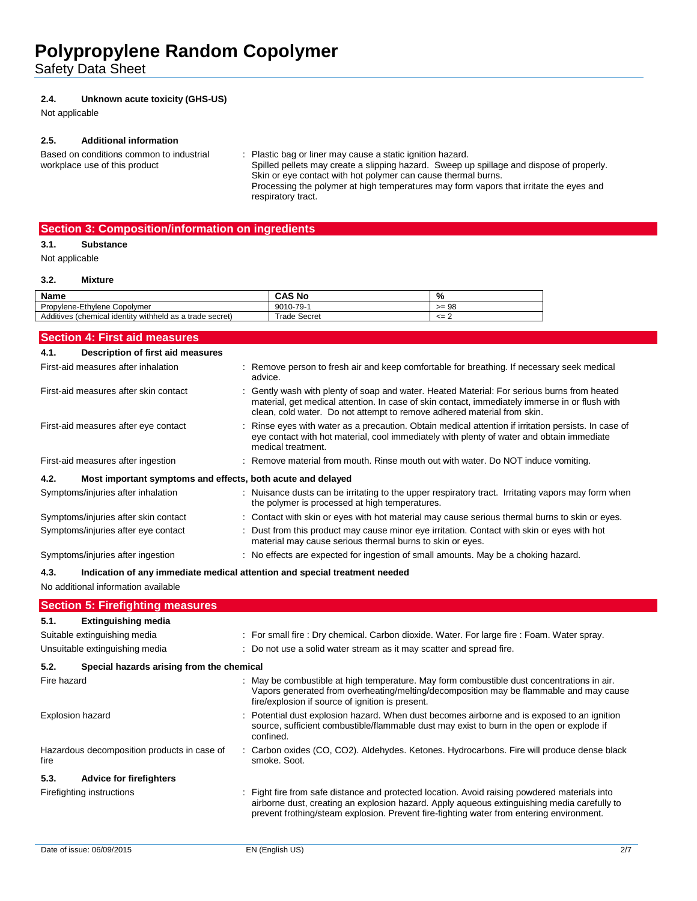#### 2.4. Unknown acute toxicity (GHS-US)

Not applicable

#### 2.5. Additional information

Based on conditions common to industrial workplace use of this product : Plastic bag or liner may cause a static ignition hazard.
Spilled pellets may create a slipping hazard. Sweep up spillage and dispose of properly.
Skin or eye contact with hot polymer can cause thermal burns.
Processing the polymer at high temperatures may form vapors that irritate the eyes and respiratory tract.

## Section 3: Composition/information on ingredients

#### 3.1. Substance

Not applicable

#### 3.2. Mixture

| Name | CAS No | % |
|---|---|---|
| Propylene-Ethylene Copolymer | 9010-79-1 | >= 98 |
| Additives (chemical identity withheld as a trade secret) | Trade Secret | <= 2 |

## Section 4: First aid measures

#### 4.1. Description of first aid measures

First-aid measures after inhalation : Remove person to fresh air and keep comfortable for breathing. If necessary seek medical advice.

First-aid measures after skin contact : Gently wash with plenty of soap and water. Heated Material: For serious burns from heated material, get medical attention. In case of skin contact, immediately immerse in or flush with clean, cold water. Do not attempt to remove adhered material from skin.

First-aid measures after eye contact : Rinse eyes with water as a precaution. Obtain medical attention if irritation persists. In case of eye contact with hot material, cool immediately with plenty of water and obtain immediate medical treatment.

First-aid measures after ingestion : Remove material from mouth. Rinse mouth out with water. Do NOT induce vomiting.

#### 4.2. Most important symptoms and effects, both acute and delayed

Symptoms/injuries after inhalation : Nuisance dusts can be irritating to the upper respiratory tract. Irritating vapors may form when the polymer is processed at high temperatures.

Symptoms/injuries after skin contact : Contact with skin or eyes with hot material may cause serious thermal burns to skin or eyes.

Symptoms/injuries after eye contact : Dust from this product may cause minor eye irritation. Contact with skin or eyes with hot material may cause serious thermal burns to skin or eyes.

Symptoms/injuries after ingestion : No effects are expected for ingestion of small amounts. May be a choking hazard.

#### 4.3. Indication of any immediate medical attention and special treatment needed

No additional information available

## Section 5: Firefighting measures

#### 5.1. Extinguishing media

Suitable extinguishing media : For small fire : Dry chemical. Carbon dioxide. Water. For large fire : Foam. Water spray.

Unsuitable extinguishing media : Do not use a solid water stream as it may scatter and spread fire.

#### 5.2. Special hazards arising from the chemical

Fire hazard : May be combustible at high temperature. May form combustible dust concentrations in air. Vapors generated from overheating/melting/decomposition may be flammable and may cause fire/explosion if source of ignition is present.

Explosion hazard : Potential dust explosion hazard. When dust becomes airborne and is exposed to an ignition source, sufficient combustible/flammable dust may exist to burn in the open or explode if confined.

Hazardous decomposition products in case of fire : Carbon oxides (CO, $CO_2$). Aldehydes. Ketones. Hydrocarbons. Fire will produce dense black smoke. Soot.

#### 5.3. Advice for firefighters

Firefighting instructions : Fight fire from safe distance and protected location. Avoid raising powdered materials into airborne dust, creating an explosion hazard. Apply aqueous extinguishing media carefully to prevent frothing/steam explosion. Prevent fire-fighting water from entering environment.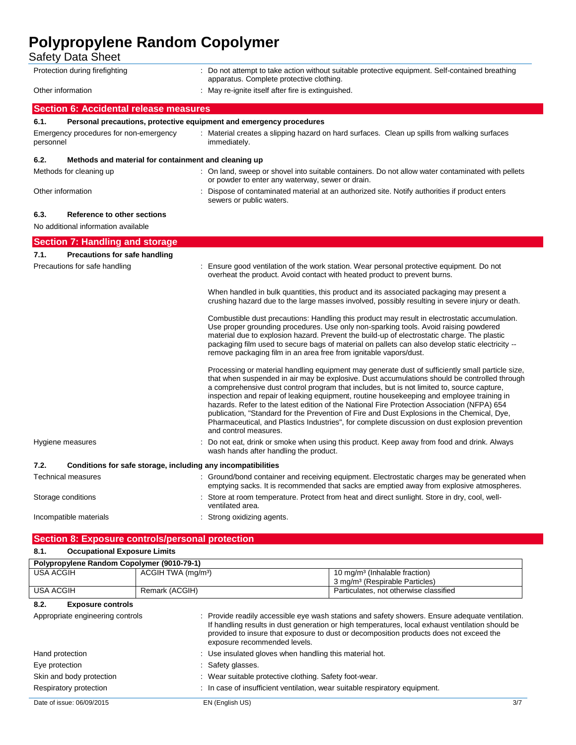| | |
|---|---|
| Protection during firefighting | : Do not attempt to take action without suitable protective equipment. Self-contained breathing apparatus. Complete protective clothing. |
| Other information | : May re-ignite itself after fire is extinguished. |

## Section 6: Accidental release measures

### 6.1. Personal precautions, protective equipment and emergency procedures

| | |
|---|---|
| Emergency procedures for non-emergency personnel | : Material creates a slipping hazard on hard surfaces. Clean up spills from walking surfaces immediately. |

### 6.2. Methods and material for containment and cleaning up

| | |
|---|---|
| Methods for cleaning up | : On land, sweep or shovel into suitable containers. Do not allow water contaminated with pellets or powder to enter any waterway, sewer or drain. |
| Other information | : Dispose of contaminated material at an authorized site. Notify authorities if product enters sewers or public waters. |

### 6.3. Reference to other sections

No additional information available

## Section 7: Handling and storage

### 7.1. Precautions for safe handling

Precautions for safe handling : Ensure good ventilation of the work station. Wear personal protective equipment. Do not overheat the product. Avoid contact with heated product to prevent burns.

When handled in bulk quantities, this product and its associated packaging may present a crushing hazard due to the large masses involved, possibly resulting in severe injury or death.

Combustible dust precautions: Handling this product may result in electrostatic accumulation. Use proper grounding procedures. Use only non-sparking tools. Avoid raising powdered material due to explosion hazard. Prevent the build-up of electrostatic charge. The plastic packaging film used to secure bags of material on pallets can also develop static electricity -- remove packaging film in an area free from ignitable vapors/dust.

Processing or material handling equipment may generate dust of sufficiently small particle size, that when suspended in air may be explosive. Dust accumulations should be controlled through a comprehensive dust control program that includes, but is not limited to, source capture, inspection and repair of leaking equipment, routine housekeeping and employee training in hazards. Refer to the latest edition of the National Fire Protection Association (NFPA) 654 publication, "Standard for the Prevention of Fire and Dust Explosions in the Chemical, Dye, Pharmaceutical, and Plastics Industries", for complete discussion on dust explosion prevention and control measures.

Hygiene measures : Do not eat, drink or smoke when using this product. Keep away from food and drink. Always wash hands after handling the product.

### 7.2. Conditions for safe storage, including any incompatibilities

| | |
|---|---|
| Technical measures | : Ground/bond container and receiving equipment. Electrostatic charges may be generated when emptying sacks. It is recommended that sacks are emptied away from explosive atmospheres. |
| Storage conditions | : Store at room temperature. Protect from heat and direct sunlight. Store in dry, cool, well-ventilated area. |
| Incompatible materials | : Strong oxidizing agents. |

## Section 8: Exposure controls/personal protection

### 8.1. Occupational Exposure Limits

| Polypropylene Random Copolymer (9010-79-1) | | |
|---|---|---|
| USA ACGIH | ACGIH TWA (mg/m³) | 10 mg/m³ (Inhalable fraction)<br>3 mg/m³ (Respirable Particles) |
| USA ACGIH | Remark (ACGIH) | Particulates, not otherwise classified |

### 8.2. Exposure controls

| | |
|---|---|
| Appropriate engineering controls | : Provide readily accessible eye wash stations and safety showers. Ensure adequate ventilation. If handling results in dust generation or high temperatures, local exhaust ventilation should be provided to insure that exposure to dust or decomposition products does not exceed the exposure recommended levels. |
| Hand protection | : Use insulated gloves when handling this material hot. |
| Eye protection | : Safety glasses. |
| Skin and body protection | : Wear suitable protective clothing. Safety foot-wear. |
| Respiratory protection | : In case of insufficient ventilation, wear suitable respiratory equipment. |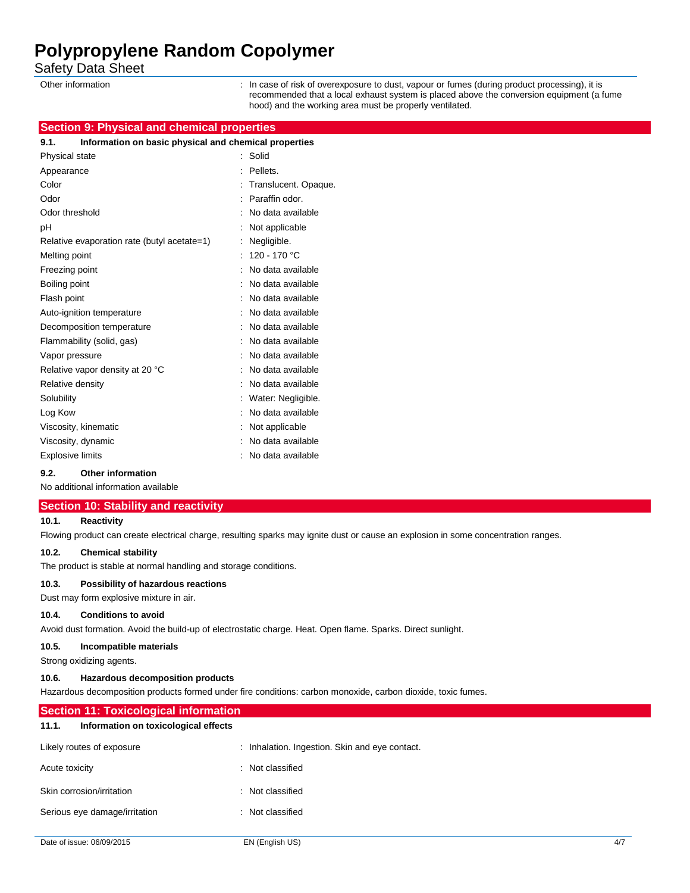| | |
|---|---|
| Other information | : In case of risk of overexposure to dust, vapour or fumes (during product processing), it is recommended that a local exhaust system is placed above the conversion equipment (a fume hood) and the working area must be properly ventilated. |

## Section 9: Physical and chemical properties

### 9.1. Information on basic physical and chemical properties

| | |
|---|---|
| Physical state | : Solid |
| Appearance | : Pellets. |
| Color | : Translucent. Opaque. |
| Odor | : Paraffin odor. |
| Odor threshold | : No data available |
| pH | : Not applicable |
| Relative evaporation rate (butyl acetate=1) | : Negligible. |
| Melting point | : 120 - 170 °C |
| Freezing point | : No data available |
| Boiling point | : No data available |
| Flash point | : No data available |
| Auto-ignition temperature | : No data available |
| Decomposition temperature | : No data available |
| Flammability (solid, gas) | : No data available |
| Vapor pressure | : No data available |
| Relative vapor density at 20 °C | : No data available |
| Relative density | : No data available |
| Solubility | : Water: Negligible. |
| Log Kow | : No data available |
| Viscosity, kinematic | : Not applicable |
| Viscosity, dynamic | : No data available |
| Explosive limits | : No data available |

### 9.2. Other information

No additional information available

## Section 10: Stability and reactivity

### 10.1. Reactivity

Flowing product can create electrical charge, resulting sparks may ignite dust or cause an explosion in some concentration ranges.

### 10.2. Chemical stability

The product is stable at normal handling and storage conditions.

### 10.3. Possibility of hazardous reactions

Dust may form explosive mixture in air.

### 10.4. Conditions to avoid

Avoid dust formation. Avoid the build-up of electrostatic charge. Heat. Open flame. Sparks. Direct sunlight.

### 10.5. Incompatible materials

Strong oxidizing agents.

### 10.6. Hazardous decomposition products

Hazardous decomposition products formed under fire conditions: carbon monoxide, carbon dioxide, toxic fumes.

## Section 11: Toxicological information

### 11.1. Information on toxicological effects

| | |
|---|---|
| Likely routes of exposure | : Inhalation. Ingestion. Skin and eye contact. |
| Acute toxicity | : Not classified |
| Skin corrosion/irritation | : Not classified |
| Serious eye damage/irritation | : Not classified |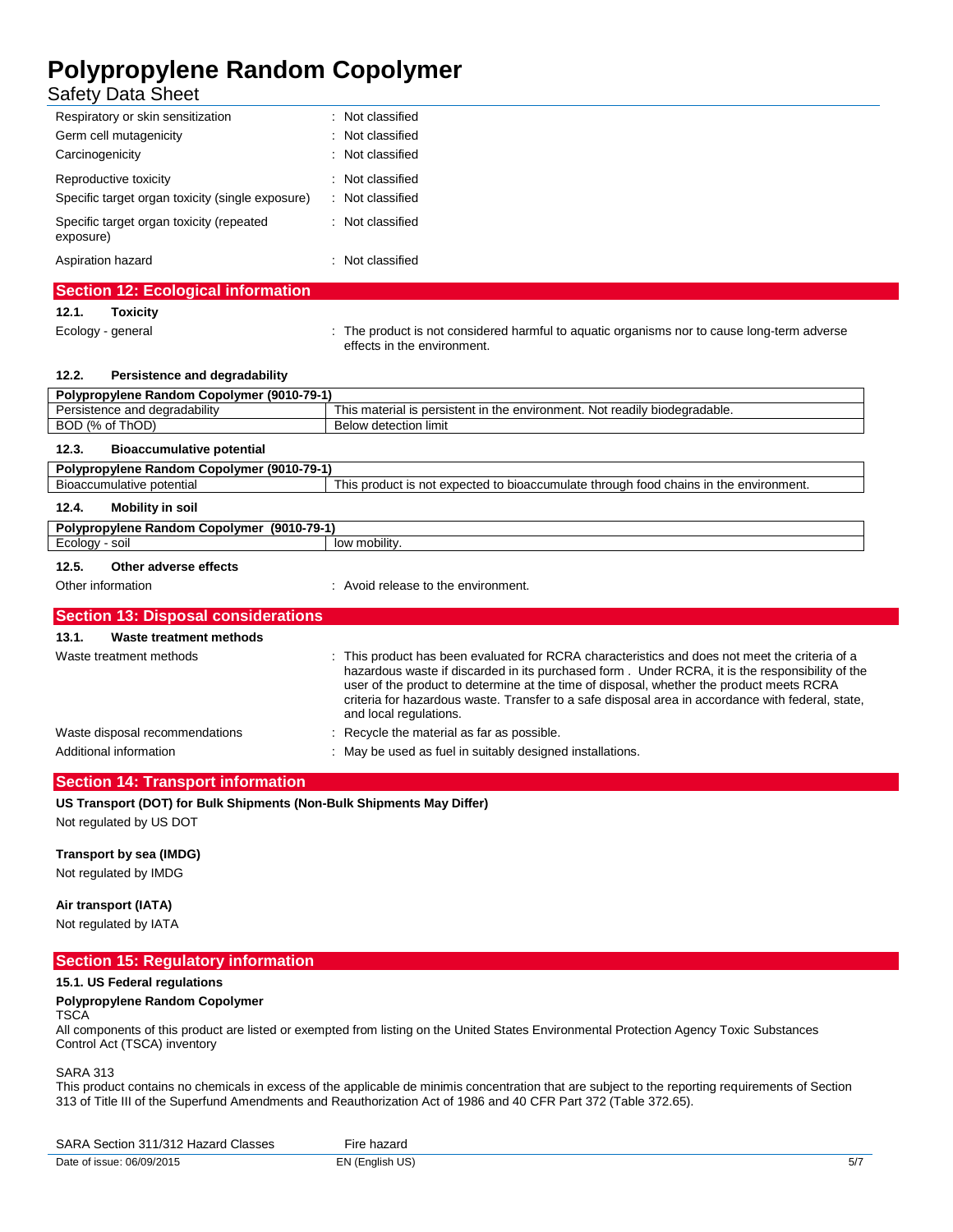| | |
|---|---|
| Respiratory or skin sensitization | : Not classified |
| Germ cell mutagenicity | : Not classified |
| Carcinogenicity | : Not classified |
| Reproductive toxicity | : Not classified |
| Specific target organ toxicity (single exposure) | : Not classified |
| Specific target organ toxicity (repeated exposure) | : Not classified |
| Aspiration hazard | : Not classified |

## Section 12: Ecological information

### 12.1. Toxicity

Ecology - general : The product is not considered harmful to aquatic organisms nor to cause long-term adverse effects in the environment.

### 12.2. Persistence and degradability

| Polypropylene Random Copolymer (9010-79-1) | |
|---|---|
| Persistence and degradability | This material is persistent in the environment. Not readily biodegradable. |
| BOD (% of ThOD) | Below detection limit |

### 12.3. Bioaccumulative potential

| Polypropylene Random Copolymer (9010-79-1) | |
|---|---|
| Bioaccumulative potential | This product is not expected to bioaccumulate through food chains in the environment. |

### 12.4. Mobility in soil

| Polypropylene Random Copolymer (9010-79-1) | |
|---|---|
| Ecology - soil | low mobility. |

### 12.5. Other adverse effects

Other information : Avoid release to the environment.

## Section 13: Disposal considerations

### 13.1. Waste treatment methods

Waste treatment methods : This product has been evaluated for RCRA characteristics and does not meet the criteria of a hazardous waste if discarded in its purchased form . Under RCRA, it is the responsibility of the user of the product to determine at the time of disposal, whether the product meets RCRA criteria for hazardous waste. Transfer to a safe disposal area in accordance with federal, state, and local regulations.

Waste disposal recommendations : Recycle the material as far as possible.

Additional information : May be used as fuel in suitably designed installations.

## Section 14: Transport information

**US Transport (DOT) for Bulk Shipments (Non-Bulk Shipments May Differ)**

Not regulated by US DOT

**Transport by sea (IMDG)**

Not regulated by IMDG

**Air transport (IATA)**

Not regulated by IATA

## Section 15: Regulatory information

### 15.1. US Federal regulations

**Polypropylene Random Copolymer**

TSCA

All components of this product are listed or exempted from listing on the United States Environmental Protection Agency Toxic Substances Control Act (TSCA) inventory

SARA 313

This product contains no chemicals in excess of the applicable de minimis concentration that are subject to the reporting requirements of Section 313 of Title III of the Superfund Amendments and Reauthorization Act of 1986 and 40 CFR Part 372 (Table 372.65).

SARA Section 311/312 Hazard Classes Fire hazard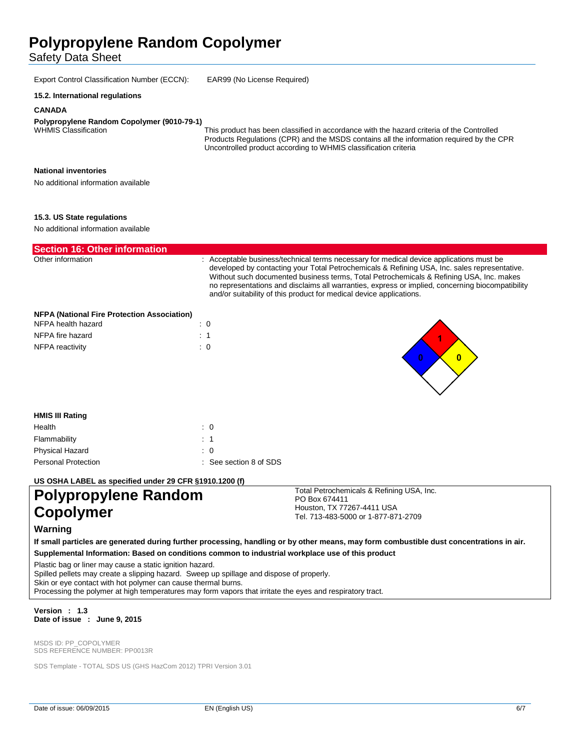Export Control Classification Number (ECCN): EAR99 (No License Required)

### 15.2. International regulations

**CANADA**

**Polypropylene Random Copolymer (9010-79-1)**

| | |
|---|---|
| WHMIS Classification | This product has been classified in accordance with the hazard criteria of the Controlled Products Regulations (CPR) and the MSDS contains all the information required by the CPR<br>Uncontrolled product according to WHMIS classification criteria |

**National inventories**

No additional information available

### 15.3. US State regulations

No additional information available

## Section 16: Other information

Other information : Acceptable business/technical terms necessary for medical device applications must be developed by contacting your Total Petrochemicals & Refining USA, Inc. sales representative. Without such documented business terms, Total Petrochemicals & Refining USA, Inc. makes no representations and disclaims all warranties, express or implied, concerning biocompatibility and/or suitability of this product for medical device applications.

**NFPA (National Fire Protection Association)**

| | |
|---|---|
| NFPA health hazard | : 0 |
| NFPA fire hazard | : 1 |
| NFPA reactivity | : 0 |

**HMIS III Rating**

| | |
|---|---|
| Health | : 0 |
| Flammability | : 1 |
| Physical Hazard | : 0 |
| Personal Protection | : See section 8 of SDS |

**US OSHA LABEL as specified under 29 CFR §1910.1200 (f)**

# Polypropylene Random Copolymer

Total Petrochemicals & Refining USA, Inc.
PO Box 674411
Houston, TX 77267-4411 USA
Tel. 713-483-5000 or 1-877-871-2709

**Warning**

**If small particles are generated during further processing, handling or by other means, may form combustible dust concentrations in air.**

**Supplemental Information: Based on conditions common to industrial workplace use of this product**

Plastic bag or liner may cause a static ignition hazard.
Spilled pellets may create a slipping hazard. Sweep up spillage and dispose of properly.
Skin or eye contact with hot polymer can cause thermal burns.
Processing the polymer at high temperatures may form vapors that irritate the eyes and respiratory tract.

**Version : 1.3**
**Date of issue : June 9, 2015**

MSDS ID: PP_COPOLYMER
SDS REFERENCE NUMBER: PP0013R

SDS Template - TOTAL SDS US (GHS HazCom 2012) TPRI Version 3.01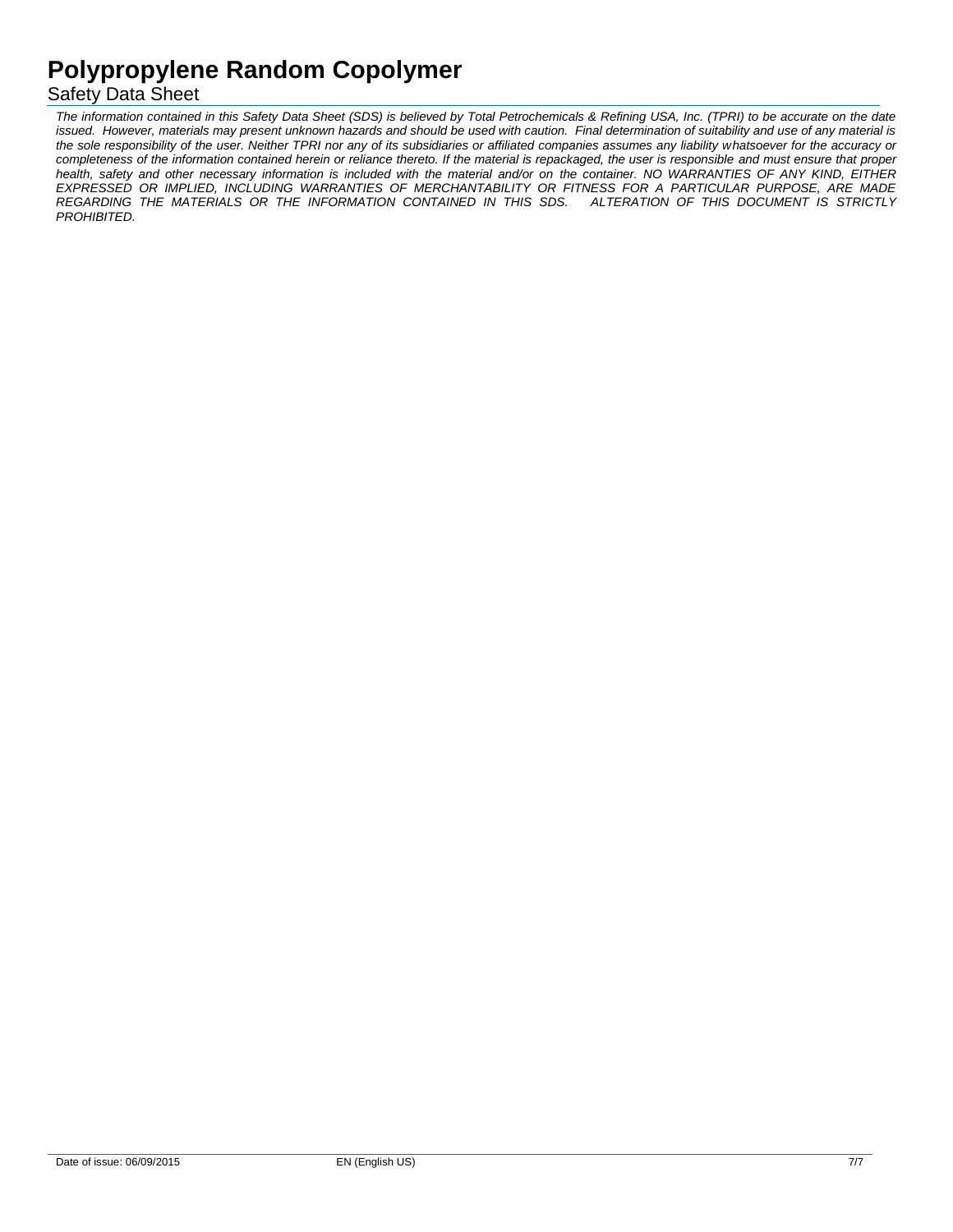*The information contained in this Safety Data Sheet (SDS) is believed by Total Petrochemicals & Refining USA, Inc. (TPRI) to be accurate on the date issued. However, materials may present unknown hazards and should be used with caution. Final determination of suitability and use of any material is the sole responsibility of the user. Neither TPRI nor any of its subsidiaries or affiliated companies assumes any liability whatsoever for the accuracy or completeness of the information contained herein or reliance thereto. If the material is repackaged, the user is responsible and must ensure that proper health, safety and other necessary information is included with the material and/or on the container. NO WARRANTIES OF ANY KIND, EITHER EXPRESSED OR IMPLIED, INCLUDING WARRANTIES OF MERCHANTABILITY OR FITNESS FOR A PARTICULAR PURPOSE, ARE MADE REGARDING THE MATERIALS OR THE INFORMATION CONTAINED IN THIS SDS. ALTERATION OF THIS DOCUMENT IS STRICTLY PROHIBITED.*